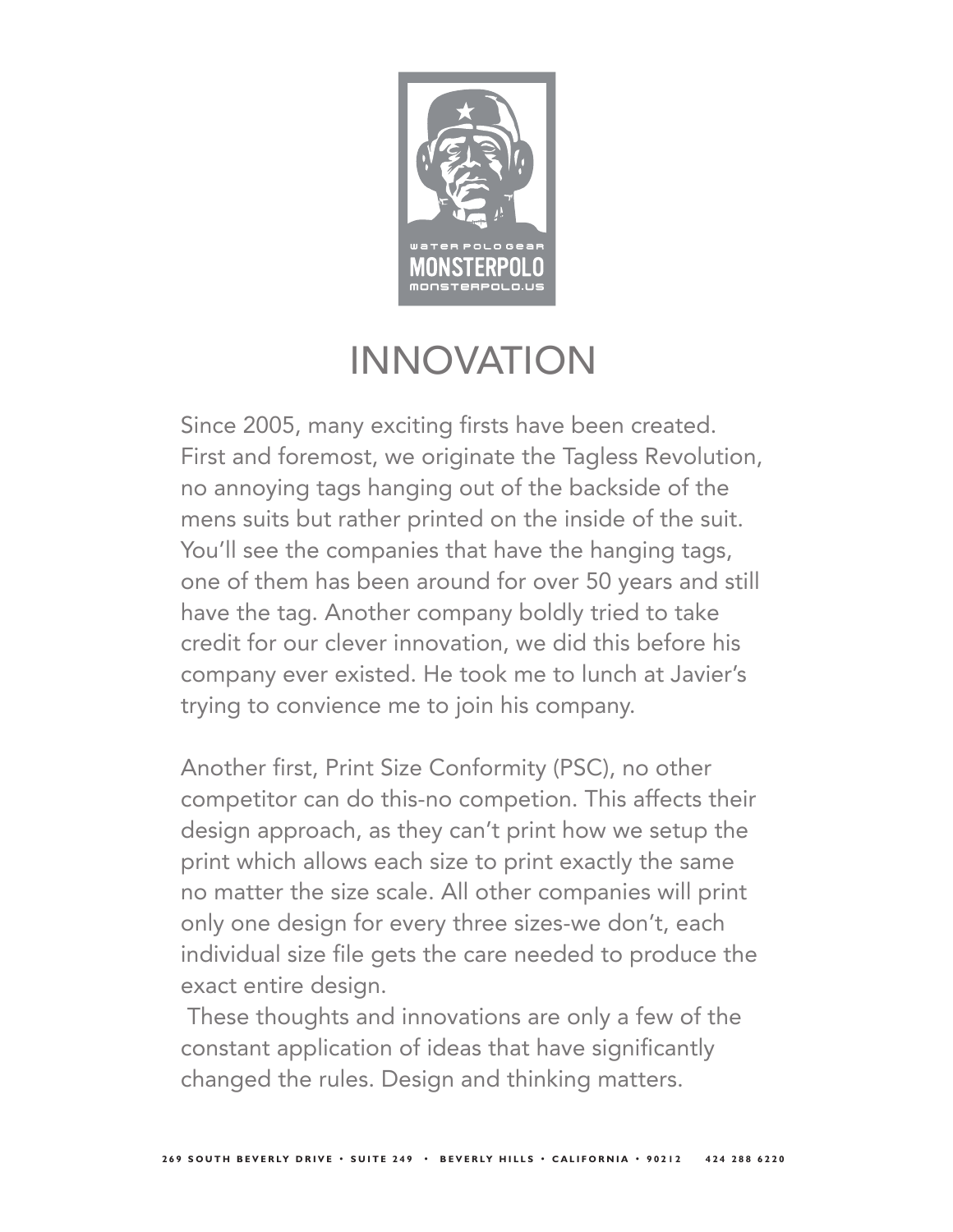WATER POLO GEAR
MONSTERPOLO
monsterpolo.us

# INNOVATION

Since 2005, many exciting firsts have been created. First and foremost, we originate the Tagless Revolution, no annoying tags hanging out of the backside of the mens suits but rather printed on the inside of the suit. You'll see the companies that have the hanging tags, one of them has been around for over 50 years and still have the tag. Another company boldly tried to take credit for our clever innovation, we did this before his company ever existed. He took me to lunch at Javier's trying to convience me to join his company.

Another first, Print Size Conformity (PSC), no other competitor can do this-no competion. This affects their design approach, as they can't print how we setup the print which allows each size to print exactly the same no matter the size scale. All other companies will print only one design for every three sizes-we don't, each individual size file gets the care needed to produce the exact entire design.

These thoughts and innovations are only a few of the constant application of ideas that have significantly changed the rules. Design and thinking matters.

269 SOUTH BEVERLY DRIVE • SUITE 249 • BEVERLY HILLS • CALIFORNIA • 90212 424 288 6220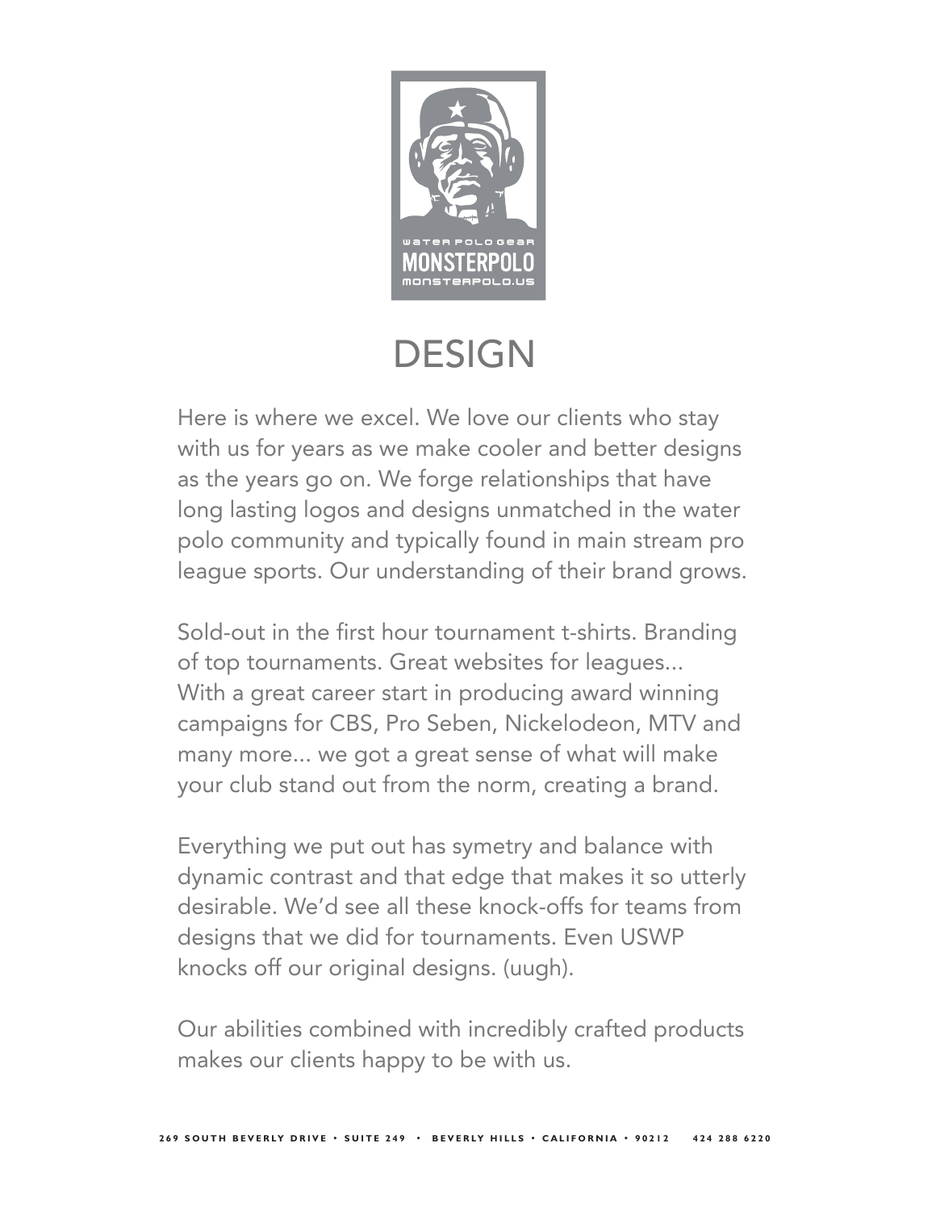# DESIGN

Here is where we excel. We love our clients who stay with us for years as we make cooler and better designs as the years go on. We forge relationships that have long lasting logos and designs unmatched in the water polo community and typically found in main stream pro league sports. Our understanding of their brand grows.

Sold-out in the first hour tournament t-shirts. Branding of top tournaments. Great websites for leagues... With a great career start in producing award winning campaigns for CBS, Pro Seben, Nickelodeon, MTV and many more... we got a great sense of what will make your club stand out from the norm, creating a brand.

Everything we put out has symetry and balance with dynamic contrast and that edge that makes it so utterly desirable. We'd see all these knock-offs for teams from designs that we did for tournaments. Even USWP knocks off our original designs. (uugh).

Our abilities combined with incredibly crafted products makes our clients happy to be with us.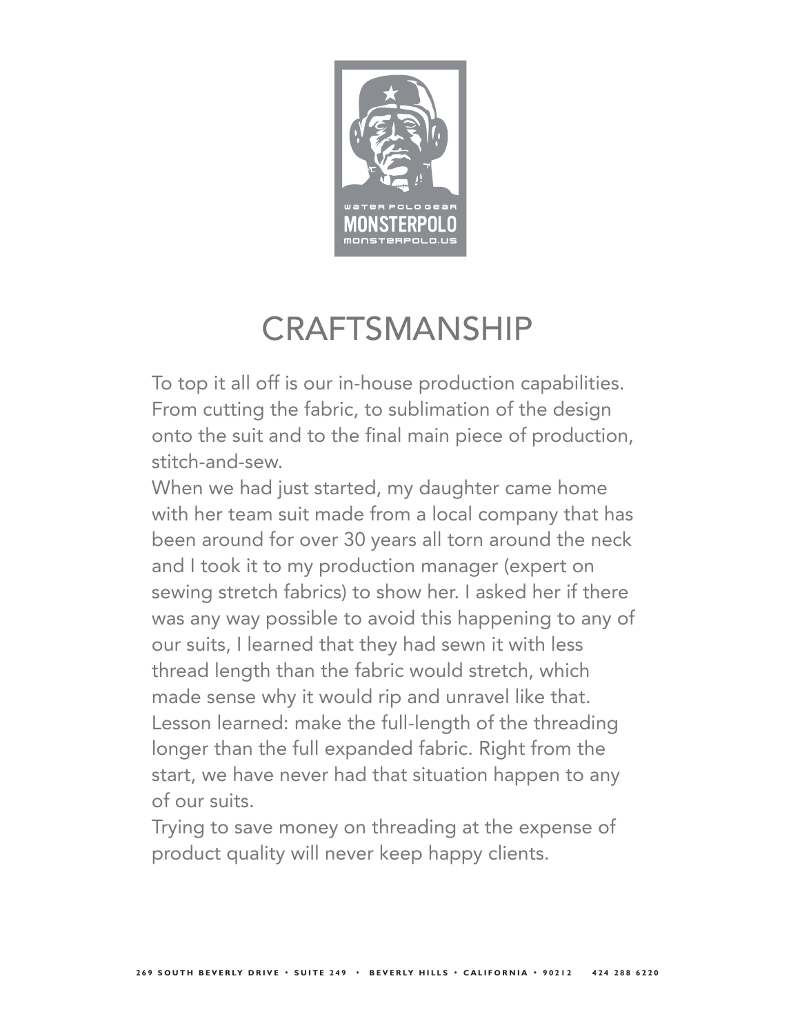# CRAFTSMANSHIP

To top it all off is our in-house production capabilities. From cutting the fabric, to sublimation of the design onto the suit and to the final main piece of production, stitch-and-sew.

When we had just started, my daughter came home with her team suit made from a local company that has been around for over 30 years all torn around the neck and I took it to my production manager (expert on sewing stretch fabrics) to show her. I asked her if there was any way possible to avoid this happening to any of our suits, I learned that they had sewn it with less thread length than the fabric would stretch, which made sense why it would rip and unravel like that. Lesson learned: make the full-length of the threading longer than the full expanded fabric. Right from the start, we have never had that situation happen to any of our suits.

Trying to save money on threading at the expense of product quality will never keep happy clients.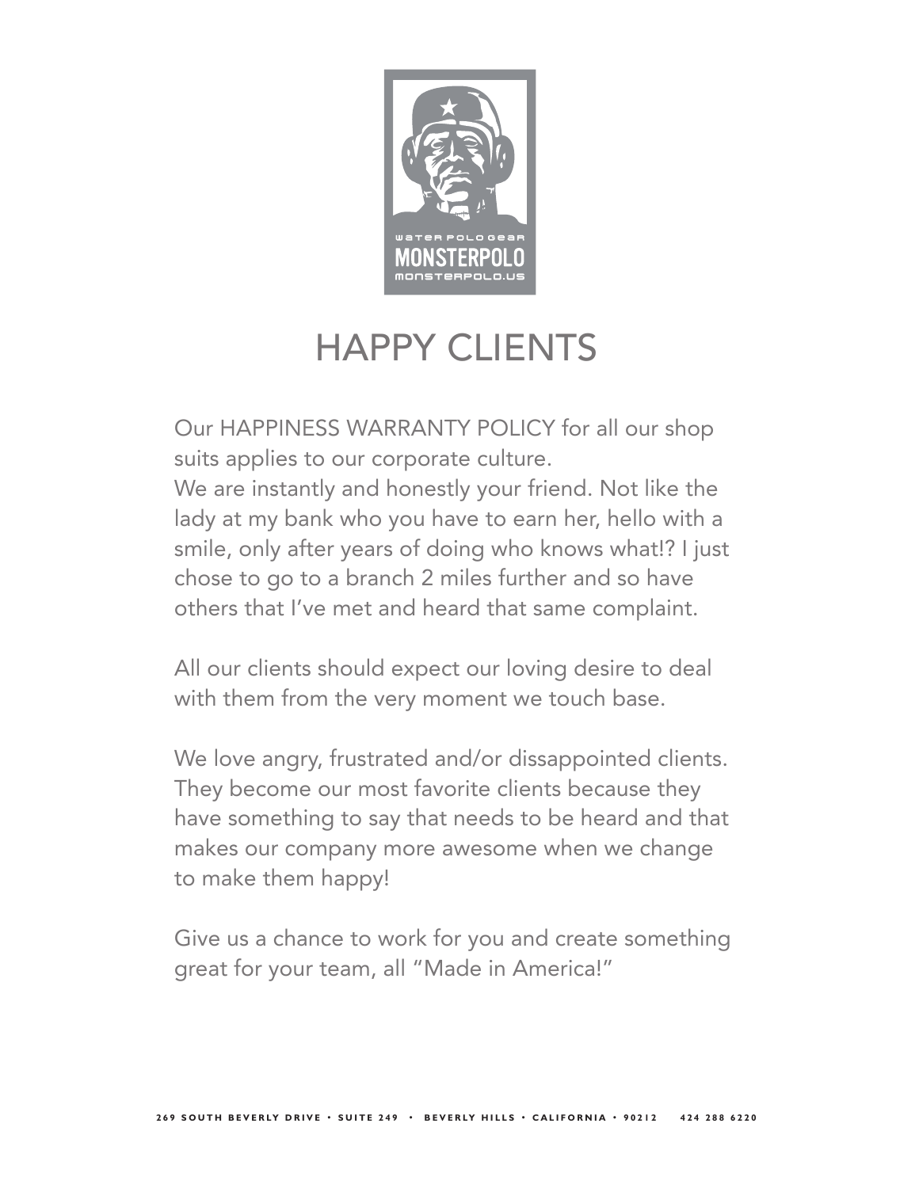# HAPPY CLIENTS

Our HAPPINESS WARRANTY POLICY for all our shop suits applies to our corporate culture.
We are instantly and honestly your friend. Not like the lady at my bank who you have to earn her, hello with a smile, only after years of doing who knows what!? I just chose to go to a branch 2 miles further and so have others that I've met and heard that same complaint.

All our clients should expect our loving desire to deal with them from the very moment we touch base.

We love angry, frustrated and/or dissappointed clients. They become our most favorite clients because they have something to say that needs to be heard and that makes our company more awesome when we change to make them happy!

Give us a chance to work for you and create something great for your team, all "Made in America!"

269 SOUTH BEVERLY DRIVE • SUITE 249 • BEVERLY HILLS • CALIFORNIA • 90212 424 288 6220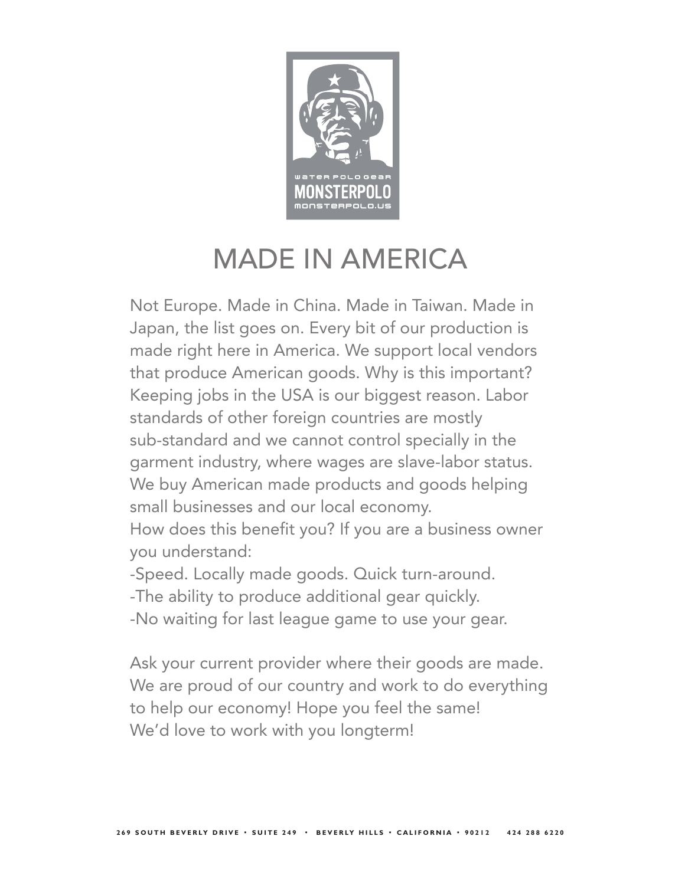WATER POLO GEAR
MONSTERPOLO
MONSTERPOLO.US

# MADE IN AMERICA

Not Europe. Made in China. Made in Taiwan. Made in Japan, the list goes on. Every bit of our production is made right here in America. We support local vendors that produce American goods. Why is this important? Keeping jobs in the USA is our biggest reason. Labor standards of other foreign countries are mostly sub-standard and we cannot control specially in the garment industry, where wages are slave-labor status. We buy American made products and goods helping small businesses and our local economy.
How does this benefit you? If you are a business owner you understand:

-Speed. Locally made goods. Quick turn-around.
-The ability to produce additional gear quickly.
-No waiting for last league game to use your gear.

Ask your current provider where their goods are made. We are proud of our country and work to do everything to help our economy! Hope you feel the same!
We'd love to work with you longterm!

269 SOUTH BEVERLY DRIVE • SUITE 249 • BEVERLY HILLS • CALIFORNIA • 90212 424 288 6220